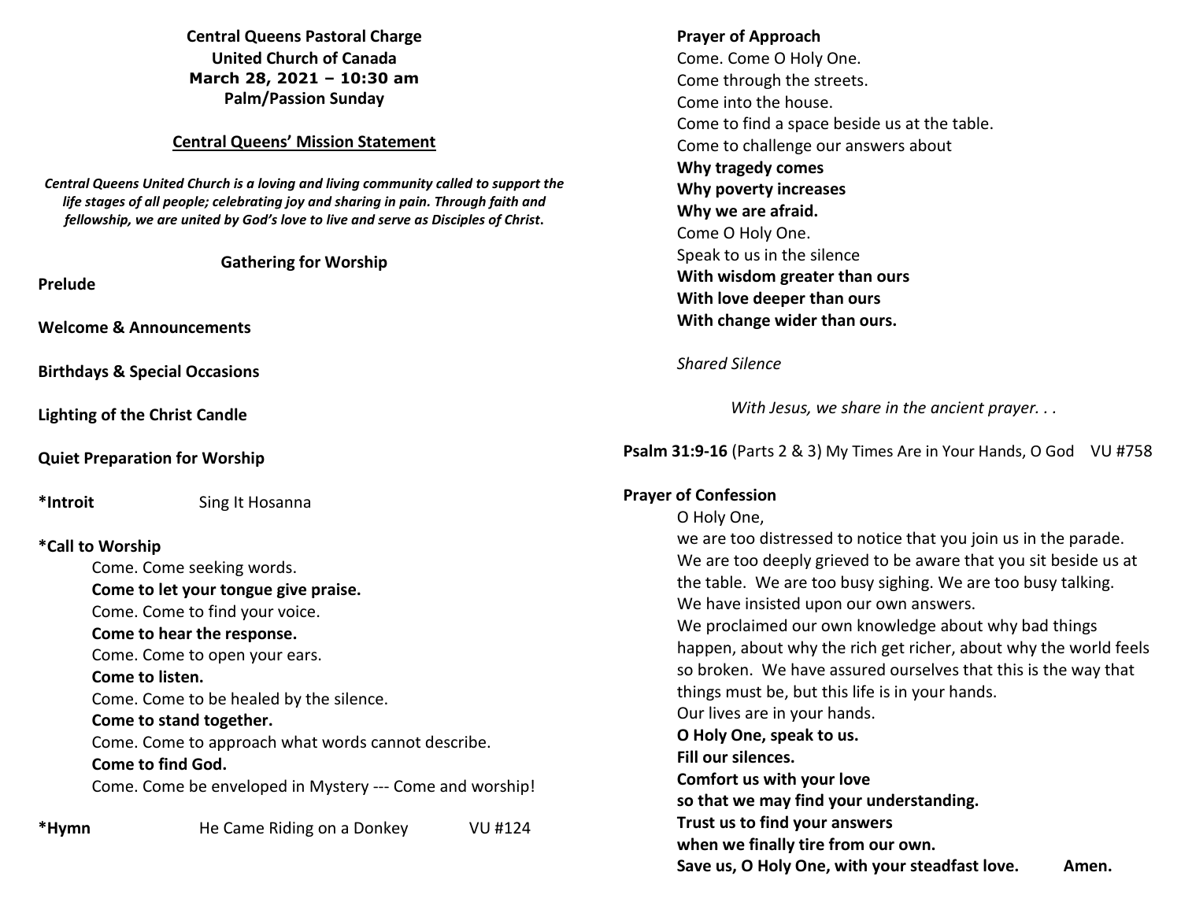**Central Queens Pastoral Charge**
**United Church of Canada**
**March 28, 2021 – 10:30 am**
**Palm/Passion Sunday**

**Central Queens' Mission Statement**

***Central Queens United Church is a loving and living community called to support the life stages of all people; celebrating joy and sharing in pain. Through faith and fellowship, we are united by God's love to live and serve as Disciples of Christ.***

**Gathering for Worship**

**Prelude**

**Welcome & Announcements**

**Birthdays & Special Occasions**

**Lighting of the Christ Candle**

**Quiet Preparation for Worship**

***Introit** Sing It Hosanna

***Call to Worship**

Come. Come seeking words.
**Come to let your tongue give praise.**
Come. Come to find your voice.
**Come to hear the response.**
Come. Come to open your ears.
**Come to listen.**
Come. Come to be healed by the silence.
**Come to stand together.**
Come. Come to approach what words cannot describe.
**Come to find God.**
Come. Come be enveloped in Mystery --- Come and worship!

***Hymn** He Came Riding on a Donkey VU #124

**Prayer of Approach**

Come. Come O Holy One.
Come through the streets.
Come into the house.
Come to find a space beside us at the table.
Come to challenge our answers about
**Why tragedy comes**
**Why poverty increases**
**Why we are afraid.**
Come O Holy One.
Speak to us in the silence
**With wisdom greater than ours**
**With love deeper than ours**
**With change wider than ours.**

*Shared Silence*

*With Jesus, we share in the ancient prayer. . .*

**Psalm 31:9-16** (Parts 2 & 3) My Times Are in Your Hands, O God VU #758

**Prayer of Confession**

O Holy One,
we are too distressed to notice that you join us in the parade. We are too deeply grieved to be aware that you sit beside us at the table. We are too busy sighing. We are too busy talking.
We have insisted upon our own answers.
We proclaimed our own knowledge about why bad things happen, about why the rich get richer, about why the world feels so broken. We have assured ourselves that this is the way that things must be, but this life is in your hands.
Our lives are in your hands.
**O Holy One, speak to us.**
**Fill our silences.**
**Comfort us with your love**
**so that we may find your understanding.**
**Trust us to find your answers**
**when we finally tire from our own.**
**Save us, O Holy One, with your steadfast love. Amen.**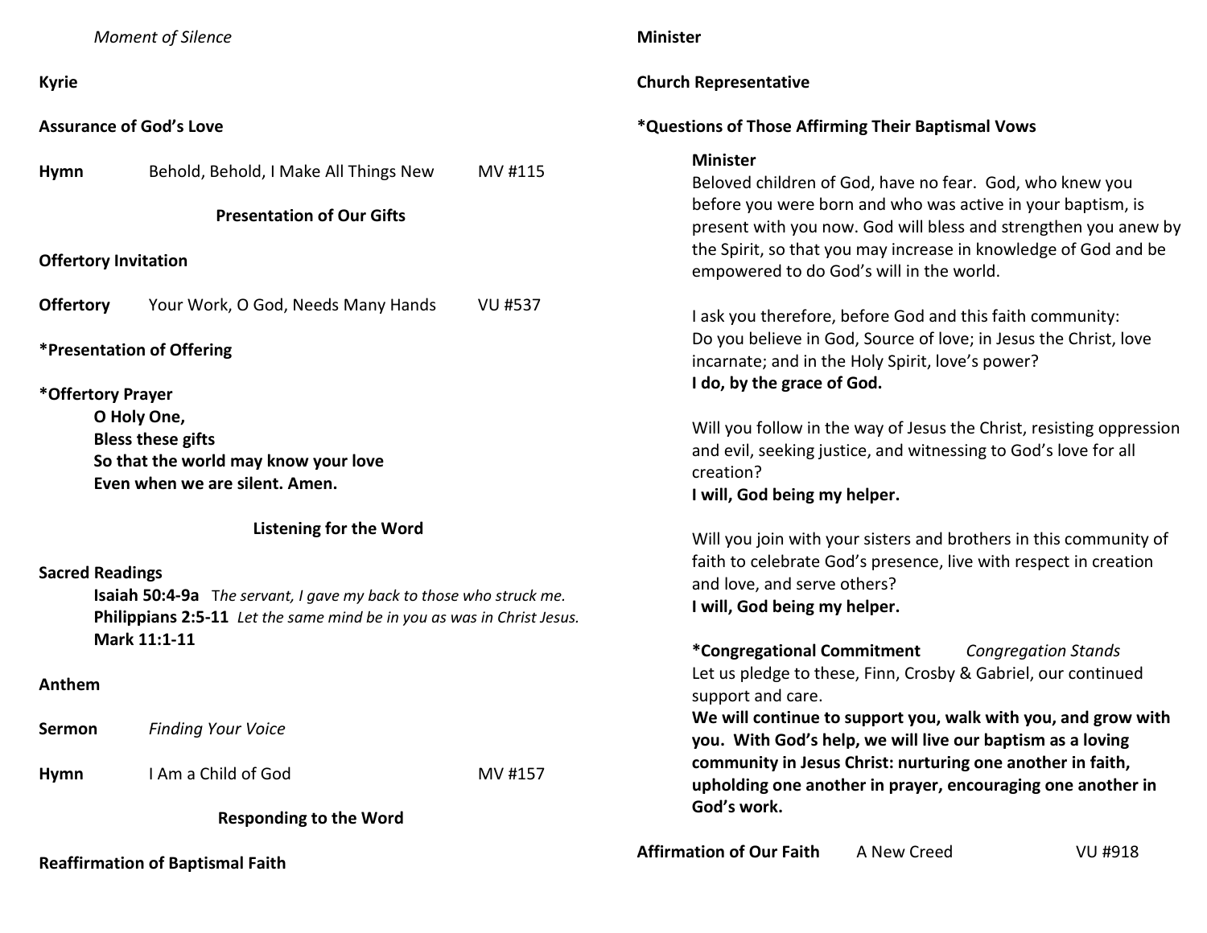*Moment of Silence*

**Kyrie**

**Assurance of God's Love**

**Hymn** Behold, Behold, I Make All Things New MV #115

**Presentation of Our Gifts**

**Offertory Invitation**

**Offertory** Your Work, O God, Needs Many Hands VU #537

**\*Presentation of Offering**

**\*Offertory Prayer**

**O Holy One,**
**Bless these gifts**
**So that the world may know your love**
**Even when we are silent. Amen.**

**Listening for the Word**

**Sacred Readings**

**Isaiah 50:4-9a** *The servant, I gave my back to those who struck me.*
**Philippians 2:5-11** *Let the same mind be in you as was in Christ Jesus.*
**Mark 11:1-11**

**Anthem**

**Sermon** *Finding Your Voice*

**Hymn** I Am a Child of God MV #157

**Responding to the Word**

**Reaffirmation of Baptismal Faith**

**Minister**

**Church Representative**

**\*Questions of Those Affirming Their Baptismal Vows**

**Minister**
Beloved children of God, have no fear. God, who knew you before you were born and who was active in your baptism, is present with you now. God will bless and strengthen you anew by the Spirit, so that you may increase in knowledge of God and be empowered to do God's will in the world.

I ask you therefore, before God and this faith community:
Do you believe in God, Source of love; in Jesus the Christ, love incarnate; and in the Holy Spirit, love's power?
**I do, by the grace of God.**

Will you follow in the way of Jesus the Christ, resisting oppression and evil, seeking justice, and witnessing to God's love for all creation?
**I will, God being my helper.**

Will you join with your sisters and brothers in this community of faith to celebrate God's presence, live with respect in creation and love, and serve others?
**I will, God being my helper.**

**\*Congregational Commitment** *Congregation Stands*
Let us pledge to these, Finn, Crosby & Gabriel, our continued support and care.
**We will continue to support you, walk with you, and grow with you. With God's help, we will live our baptism as a loving community in Jesus Christ: nurturing one another in faith, upholding one another in prayer, encouraging one another in God's work.**

**Affirmation of Our Faith** A New Creed VU #918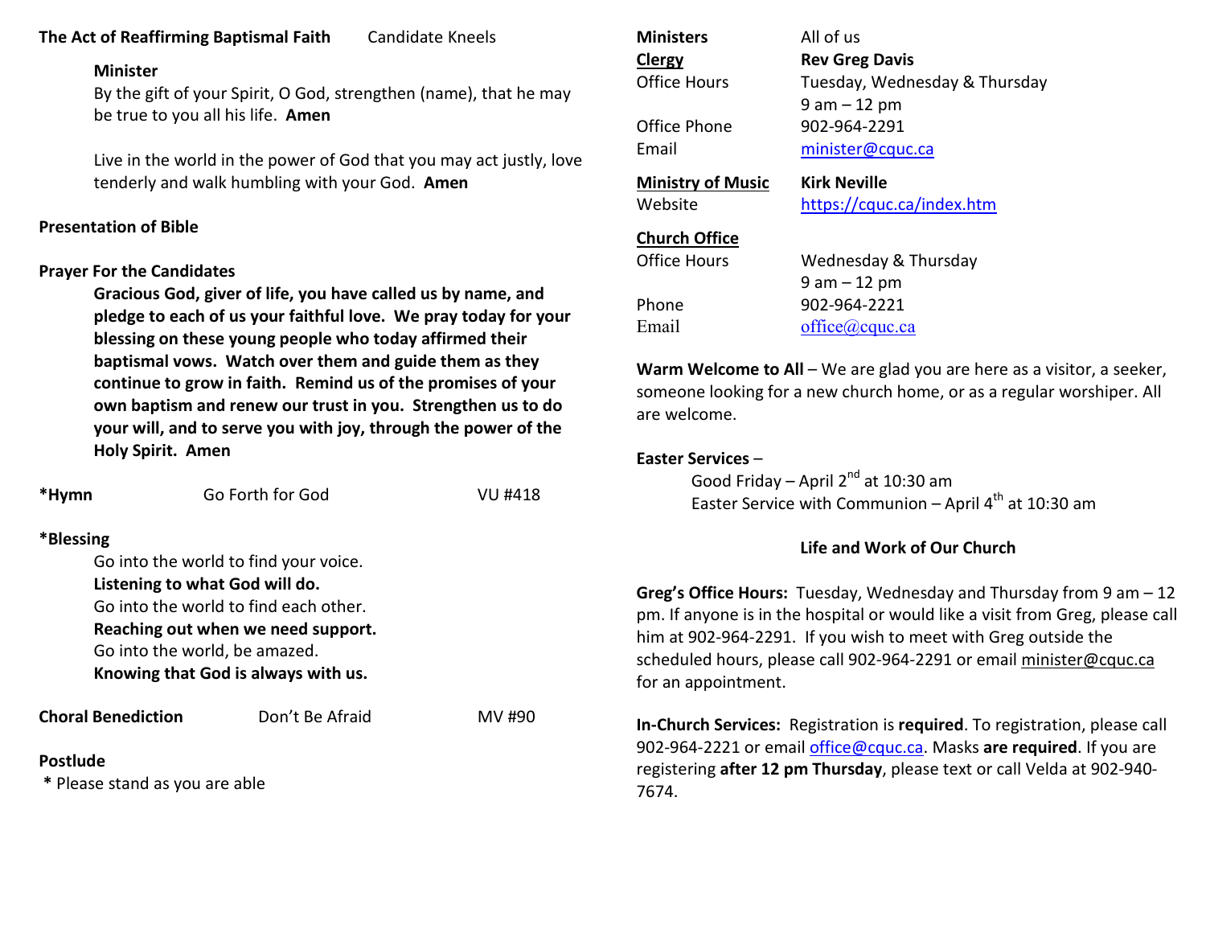**The Act of Reaffirming Baptismal Faith** Candidate Kneels

**Minister**
By the gift of your Spirit, O God, strengthen (name), that he may be true to you all his life. **Amen**

Live in the world in the power of God that you may act justly, love tenderly and walk humbling with your God. **Amen**

**Presentation of Bible**

**Prayer For the Candidates**

**Gracious God, giver of life, you have called us by name, and pledge to each of us your faithful love. We pray today for your blessing on these young people who today affirmed their baptismal vows. Watch over them and guide them as they continue to grow in faith. Remind us of the promises of your own baptism and renew our trust in you. Strengthen us to do your will, and to serve you with joy, through the power of the Holy Spirit. Amen**

**\*Hymn** Go Forth for God VU #418

**\*Blessing**
Go into the world to find your voice.
**Listening to what God will do.**
Go into the world to find each other.
**Reaching out when we need support.**
Go into the world, be amazed.
**Knowing that God is always with us.**

**Choral Benediction** Don't Be Afraid MV #90

**Postlude**

\* Please stand as you are able

**Ministers** All of us
**Clergy** **Rev Greg Davis**
Office Hours Tuesday, Wednesday & Thursday
9 am – 12 pm
Office Phone 902-964-2291
Email minister@cquc.ca

**Ministry of Music** **Kirk Neville**
Website https://cquc.ca/index.htm

**Church Office**
Office Hours Wednesday & Thursday
9 am – 12 pm
Phone 902-964-2221
Email office@cquc.ca

**Warm Welcome to All** – We are glad you are here as a visitor, a seeker, someone looking for a new church home, or as a regular worshiper. All are welcome.

**Easter Services** –
Good Friday – April 2nd at 10:30 am
Easter Service with Communion – April 4th at 10:30 am

**Life and Work of Our Church**

**Greg's Office Hours:** Tuesday, Wednesday and Thursday from 9 am – 12 pm. If anyone is in the hospital or would like a visit from Greg, please call him at 902-964-2291. If you wish to meet with Greg outside the scheduled hours, please call 902-964-2291 or email minister@cquc.ca for an appointment.

**In-Church Services:** Registration is **required**. To registration, please call 902-964-2221 or email office@cquc.ca. Masks **are required**. If you are registering **after 12 pm Thursday**, please text or call Velda at 902-940-7674.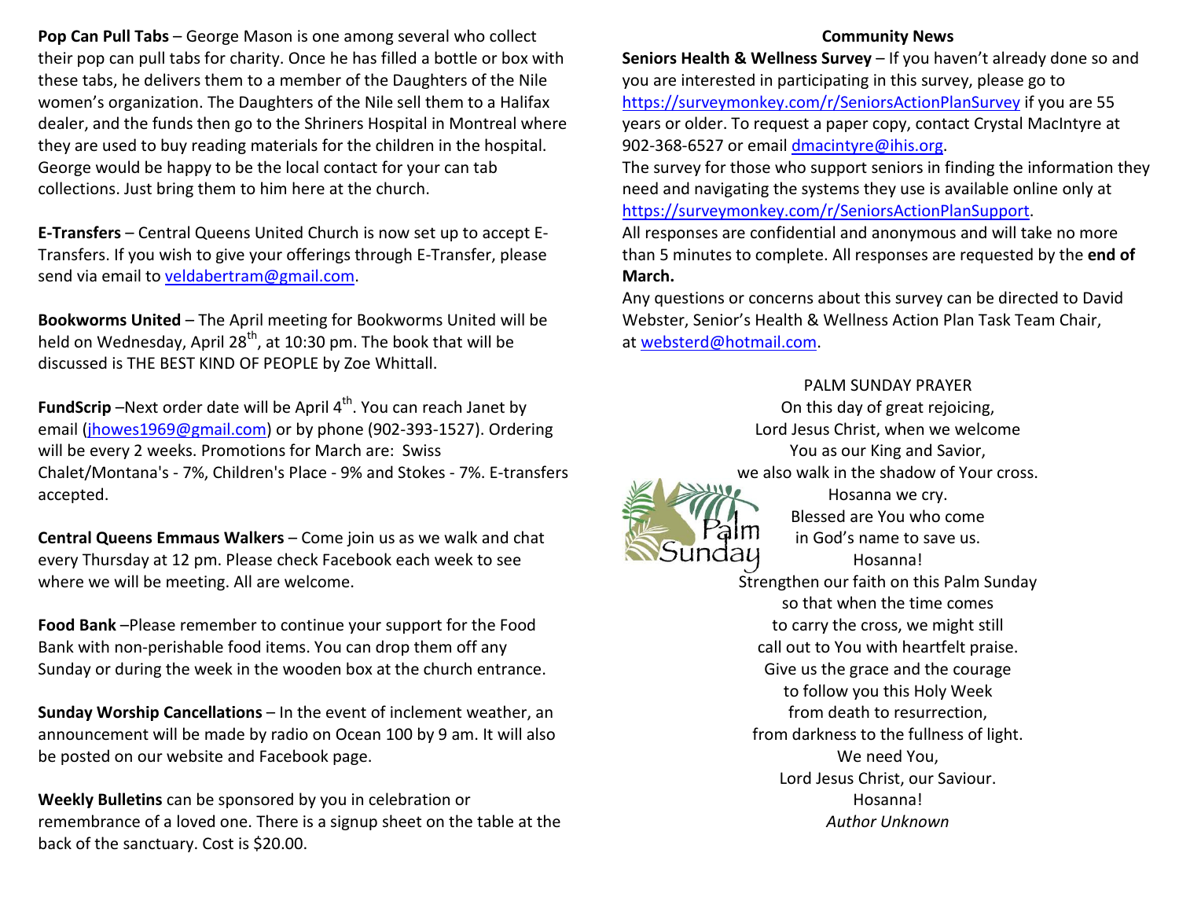**Pop Can Pull Tabs** – George Mason is one among several who collect their pop can pull tabs for charity. Once he has filled a bottle or box with these tabs, he delivers them to a member of the Daughters of the Nile women's organization. The Daughters of the Nile sell them to a Halifax dealer, and the funds then go to the Shriners Hospital in Montreal where they are used to buy reading materials for the children in the hospital. George would be happy to be the local contact for your can tab collections. Just bring them to him here at the church.

**E-Transfers** – Central Queens United Church is now set up to accept E-Transfers. If you wish to give your offerings through E-Transfer, please send via email to veldabertram@gmail.com.

**Bookworms United** – The April meeting for Bookworms United will be held on Wednesday, April 28th, at 10:30 pm. The book that will be discussed is THE BEST KIND OF PEOPLE by Zoe Whittall.

**FundScrip** –Next order date will be April 4th. You can reach Janet by email (jhowes1969@gmail.com) or by phone (902-393-1527). Ordering will be every 2 weeks. Promotions for March are: Swiss Chalet/Montana's - 7%, Children's Place - 9% and Stokes - 7%. E-transfers accepted.

**Central Queens Emmaus Walkers** – Come join us as we walk and chat every Thursday at 12 pm. Please check Facebook each week to see where we will be meeting. All are welcome.

**Food Bank** –Please remember to continue your support for the Food Bank with non-perishable food items. You can drop them off any Sunday or during the week in the wooden box at the church entrance.

**Sunday Worship Cancellations** – In the event of inclement weather, an announcement will be made by radio on Ocean 100 by 9 am. It will also be posted on our website and Facebook page.

**Weekly Bulletins** can be sponsored by you in celebration or remembrance of a loved one. There is a signup sheet on the table at the back of the sanctuary. Cost is $20.00.

## Community News

**Seniors Health & Wellness Survey** – If you haven't already done so and you are interested in participating in this survey, please go to https://surveymonkey.com/r/SeniorsActionPlanSurvey if you are 55 years or older. To request a paper copy, contact Crystal MacIntyre at 902-368-6527 or email dmacintyre@ihis.org.

The survey for those who support seniors in finding the information they need and navigating the systems they use is available online only at https://surveymonkey.com/r/SeniorsActionPlanSupport.

All responses are confidential and anonymous and will take no more than 5 minutes to complete. All responses are requested by the **end of March.**

Any questions or concerns about this survey can be directed to David Webster, Senior's Health & Wellness Action Plan Task Team Chair, at websterd@hotmail.com.

PALM SUNDAY PRAYER

On this day of great rejoicing,
Lord Jesus Christ, when we welcome
You as our King and Savior,
we also walk in the shadow of Your cross.
Hosanna we cry.
Blessed are You who come
in God's name to save us.
Hosanna!
Strengthen our faith on this Palm Sunday
so that when the time comes
to carry the cross, we might still
call out to You with heartfelt praise.
Give us the grace and the courage
to follow you this Holy Week
from death to resurrection,
from darkness to the fullness of light.
We need You,
Lord Jesus Christ, our Saviour.
Hosanna!

*Author Unknown*